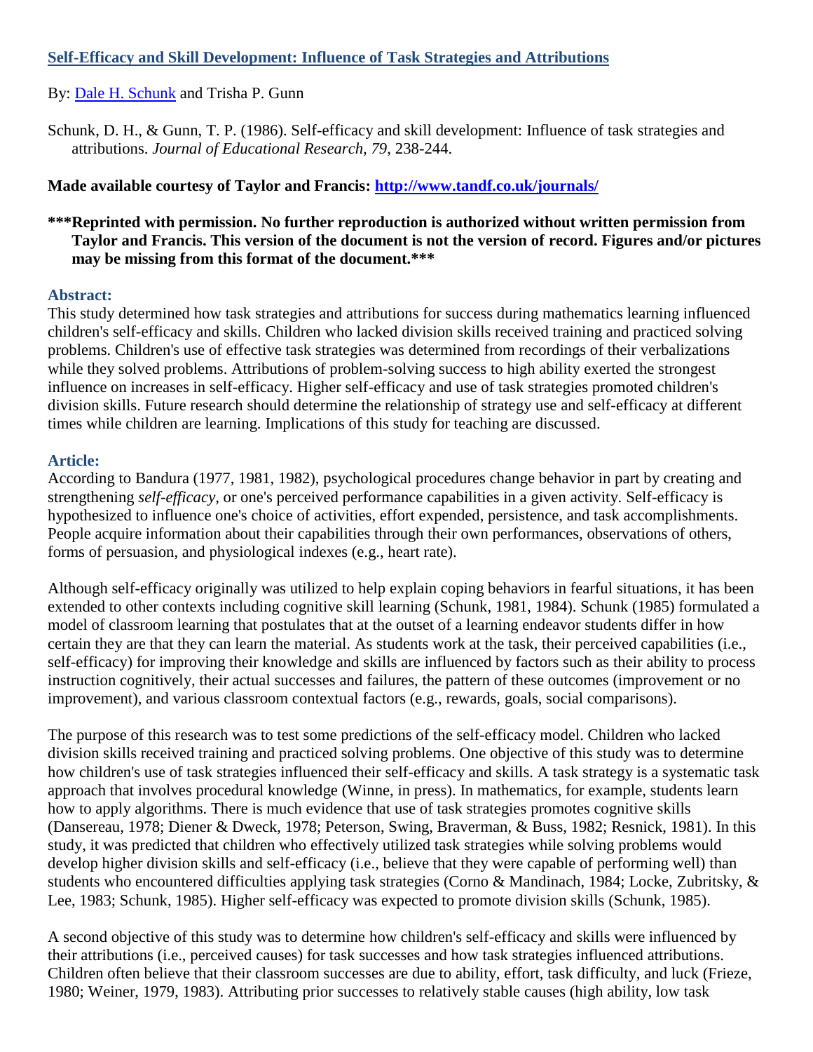# [Self-Efficacy and Skill Development: Influence of Task Strategies and Attributions](#)

By: [Dale H. Schunk](#) and Trisha P. Gunn

Schunk, D. H., & Gunn, T. P. (1986). Self-efficacy and skill development: Influence of task strategies and attributions. *Journal of Educational Research, 79*, 238-244.

**Made available courtesy of Taylor and Francis: [http://www.tandf.co.uk/journals/](http://www.tandf.co.uk/journals/)**

**\*\*\*Reprinted with permission. No further reproduction is authorized without written permission from Taylor and Francis. This version of the document is not the version of record. Figures and/or pictures may be missing from this format of the document.\*\*\***

## Abstract:

This study determined how task strategies and attributions for success during mathematics learning influenced children's self-efficacy and skills. Children who lacked division skills received training and practiced solving problems. Children's use of effective task strategies was determined from recordings of their verbalizations while they solved problems. Attributions of problem-solving success to high ability exerted the strongest influence on increases in self-efficacy. Higher self-efficacy and use of task strategies promoted children's division skills. Future research should determine the relationship of strategy use and self-efficacy at different times while children are learning. Implications of this study for teaching are discussed.

## Article:

According to Bandura (1977, 1981, 1982), psychological procedures change behavior in part by creating and strengthening *self-efficacy,* or one's perceived performance capabilities in a given activity. Self-efficacy is hypothesized to influence one's choice of activities, effort expended, persistence, and task accomplishments. People acquire information about their capabilities through their own performances, observations of others, forms of persuasion, and physiological indexes (e.g., heart rate).

Although self-efficacy originally was utilized to help explain coping behaviors in fearful situations, it has been extended to other contexts including cognitive skill learning (Schunk, 1981, 1984). Schunk (1985) formulated a model of classroom learning that postulates that at the outset of a learning endeavor students differ in how certain they are that they can learn the material. As students work at the task, their perceived capabilities (i.e., self-efficacy) for improving their knowledge and skills are influenced by factors such as their ability to process instruction cognitively, their actual successes and failures, the pattern of these outcomes (improvement or no improvement), and various classroom contextual factors (e.g., rewards, goals, social comparisons).

The purpose of this research was to test some predictions of the self-efficacy model. Children who lacked division skills received training and practiced solving problems. One objective of this study was to determine how children's use of task strategies influenced their self-efficacy and skills. A task strategy is a systematic task approach that involves procedural knowledge (Winne, in press). In mathematics, for example, students learn how to apply algorithms. There is much evidence that use of task strategies promotes cognitive skills (Dansereau, 1978; Diener & Dweck, 1978; Peterson, Swing, Braverman, & Buss, 1982; Resnick, 1981). In this study, it was predicted that children who effectively utilized task strategies while solving problems would develop higher division skills and self-efficacy (i.e., believe that they were capable of performing well) than students who encountered difficulties applying task strategies (Corno & Mandinach, 1984; Locke, Zubritsky, & Lee, 1983; Schunk, 1985). Higher self-efficacy was expected to promote division skills (Schunk, 1985).

A second objective of this study was to determine how children's self-efficacy and skills were influenced by their attributions (i.e., perceived causes) for task successes and how task strategies influenced attributions. Children often believe that their classroom successes are due to ability, effort, task difficulty, and luck (Frieze, 1980; Weiner, 1979, 1983). Attributing prior successes to relatively stable causes (high ability, low task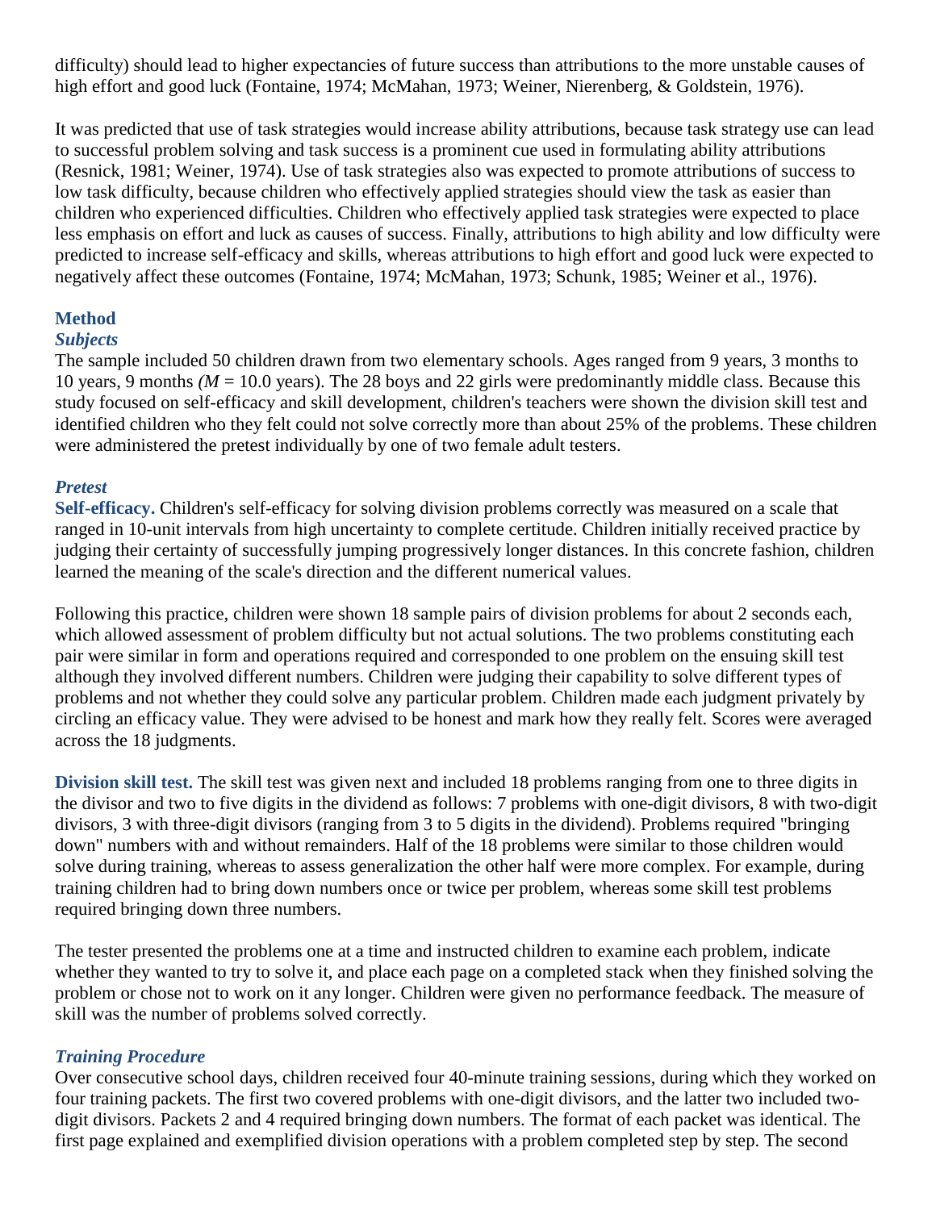difficulty) should lead to higher expectancies of future success than attributions to the more unstable causes of high effort and good luck (Fontaine, 1974; McMahan, 1973; Weiner, Nierenberg, & Goldstein, 1976).

It was predicted that use of task strategies would increase ability attributions, because task strategy use can lead to successful problem solving and task success is a prominent cue used in formulating ability attributions (Resnick, 1981; Weiner, 1974). Use of task strategies also was expected to promote attributions of success to low task difficulty, because children who effectively applied strategies should view the task as easier than children who experienced difficulties. Children who effectively applied task strategies were expected to place less emphasis on effort and luck as causes of success. Finally, attributions to high ability and low difficulty were predicted to increase self-efficacy and skills, whereas attributions to high effort and good luck were expected to negatively affect these outcomes (Fontaine, 1974; McMahan, 1973; Schunk, 1985; Weiner et al., 1976).

## Method

### *Subjects*

The sample included 50 children drawn from two elementary schools. Ages ranged from 9 years, 3 months to 10 years, 9 months *(M* = 10.0 years). The 28 boys and 22 girls were predominantly middle class. Because this study focused on self-efficacy and skill development, children's teachers were shown the division skill test and identified children who they felt could not solve correctly more than about 25% of the problems. These children were administered the pretest individually by one of two female adult testers.

### *Pretest*

**Self-efficacy.** Children's self-efficacy for solving division problems correctly was measured on a scale that ranged in 10-unit intervals from high uncertainty to complete certitude. Children initially received practice by judging their certainty of successfully jumping progressively longer distances. In this concrete fashion, children learned the meaning of the scale's direction and the different numerical values.

Following this practice, children were shown 18 sample pairs of division problems for about 2 seconds each, which allowed assessment of problem difficulty but not actual solutions. The two problems constituting each pair were similar in form and operations required and corresponded to one problem on the ensuing skill test although they involved different numbers. Children were judging their capability to solve different types of problems and not whether they could solve any particular problem. Children made each judgment privately by circling an efficacy value. They were advised to be honest and mark how they really felt. Scores were averaged across the 18 judgments.

**Division skill test.** The skill test was given next and included 18 problems ranging from one to three digits in the divisor and two to five digits in the dividend as follows: 7 problems with one-digit divisors, 8 with two-digit divisors, 3 with three-digit divisors (ranging from 3 to 5 digits in the dividend). Problems required "bringing down" numbers with and without remainders. Half of the 18 problems were similar to those children would solve during training, whereas to assess generalization the other half were more complex. For example, during training children had to bring down numbers once or twice per problem, whereas some skill test problems required bringing down three numbers.

The tester presented the problems one at a time and instructed children to examine each problem, indicate whether they wanted to try to solve it, and place each page on a completed stack when they finished solving the problem or chose not to work on it any longer. Children were given no performance feedback. The measure of skill was the number of problems solved correctly.

### *Training Procedure*

Over consecutive school days, children received four 40-minute training sessions, during which they worked on four training packets. The first two covered problems with one-digit divisors, and the latter two included two-digit divisors. Packets 2 and 4 required bringing down numbers. The format of each packet was identical. The first page explained and exemplified division operations with a problem completed step by step. The second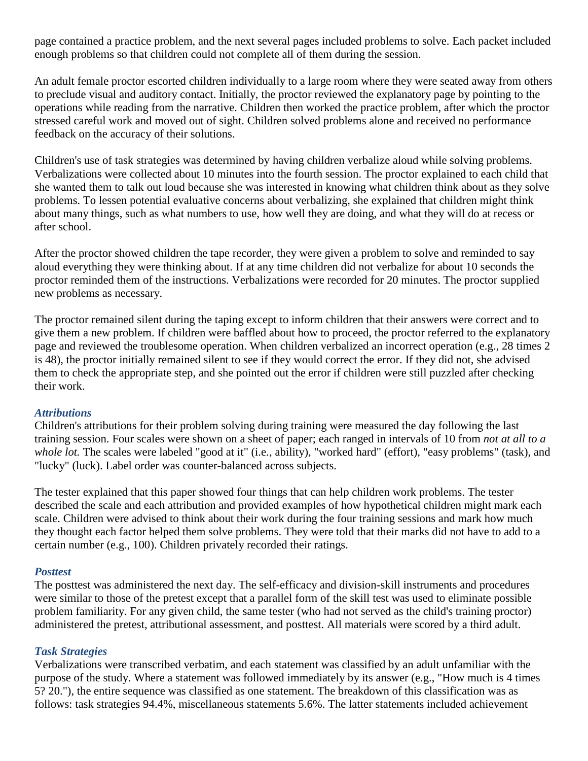page contained a practice problem, and the next several pages included problems to solve. Each packet included enough problems so that children could not complete all of them during the session.

An adult female proctor escorted children individually to a large room where they were seated away from others to preclude visual and auditory contact. Initially, the proctor reviewed the explanatory page by pointing to the operations while reading from the narrative. Children then worked the practice problem, after which the proctor stressed careful work and moved out of sight. Children solved problems alone and received no performance feedback on the accuracy of their solutions.

Children's use of task strategies was determined by having children verbalize aloud while solving problems. Verbalizations were collected about 10 minutes into the fourth session. The proctor explained to each child that she wanted them to talk out loud because she was interested in knowing what children think about as they solve problems. To lessen potential evaluative concerns about verbalizing, she explained that children might think about many things, such as what numbers to use, how well they are doing, and what they will do at recess or after school.

After the proctor showed children the tape recorder, they were given a problem to solve and reminded to say aloud everything they were thinking about. If at any time children did not verbalize for about 10 seconds the proctor reminded them of the instructions. Verbalizations were recorded for 20 minutes. The proctor supplied new problems as necessary.

The proctor remained silent during the taping except to inform children that their answers were correct and to give them a new problem. If children were baffled about how to proceed, the proctor referred to the explanatory page and reviewed the troublesome operation. When children verbalized an incorrect operation (e.g., 28 times 2 is 48), the proctor initially remained silent to see if they would correct the error. If they did not, she advised them to check the appropriate step, and she pointed out the error if children were still puzzled after checking their work.

### *Attributions*

Children's attributions for their problem solving during training were measured the day following the last training session. Four scales were shown on a sheet of paper; each ranged in intervals of 10 from *not at all to a whole lot.* The scales were labeled "good at it" (i.e., ability), "worked hard" (effort), "easy problems" (task), and "lucky" (luck). Label order was counter-balanced across subjects.

The tester explained that this paper showed four things that can help children work problems. The tester described the scale and each attribution and provided examples of how hypothetical children might mark each scale. Children were advised to think about their work during the four training sessions and mark how much they thought each factor helped them solve problems. They were told that their marks did not have to add to a certain number (e.g., 100). Children privately recorded their ratings.

### *Posttest*

The posttest was administered the next day. The self-efficacy and division-skill instruments and procedures were similar to those of the pretest except that a parallel form of the skill test was used to eliminate possible problem familiarity. For any given child, the same tester (who had not served as the child's training proctor) administered the pretest, attributional assessment, and posttest. All materials were scored by a third adult.

### *Task Strategies*

Verbalizations were transcribed verbatim, and each statement was classified by an adult unfamiliar with the purpose of the study. Where a statement was followed immediately by its answer (e.g., "How much is 4 times 5? 20."), the entire sequence was classified as one statement. The breakdown of this classification was as follows: task strategies 94.4%, miscellaneous statements 5.6%. The latter statements included achievement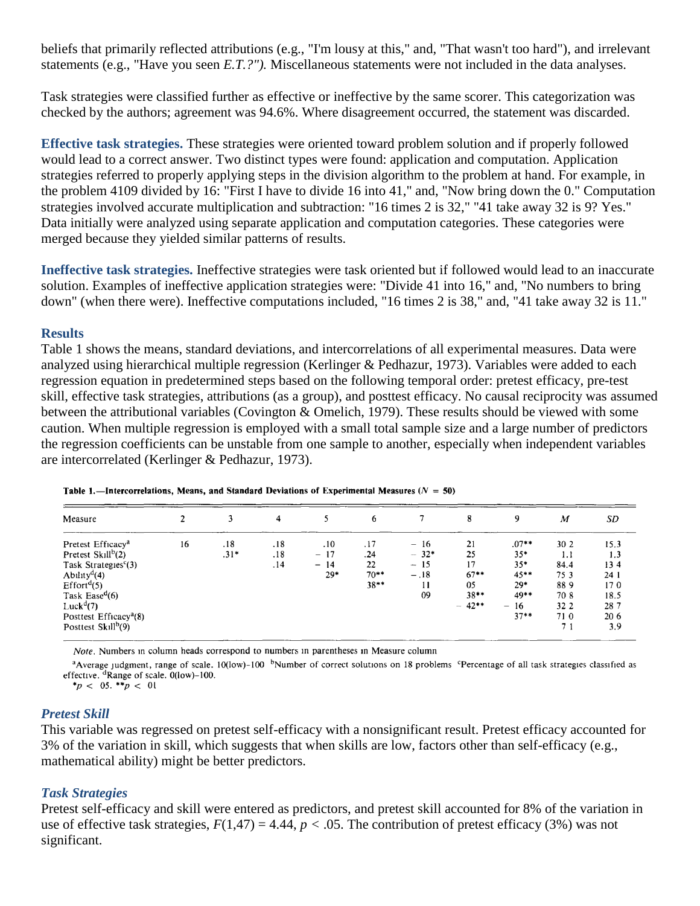beliefs that primarily reflected attributions (e.g., "I'm lousy at this," and, "That wasn't too hard"), and irrelevant statements (e.g., "Have you seen *E.T.?"*). Miscellaneous statements were not included in the data analyses.

Task strategies were classified further as effective or ineffective by the same scorer. This categorization was checked by the authors; agreement was 94.6%. Where disagreement occurred, the statement was discarded.

**Effective task strategies.** These strategies were oriented toward problem solution and if properly followed would lead to a correct answer. Two distinct types were found: application and computation. Application strategies referred to properly applying steps in the division algorithm to the problem at hand. For example, in the problem 4109 divided by 16: "First I have to divide 16 into 41," and, "Now bring down the 0." Computation strategies involved accurate multiplication and subtraction: "16 times 2 is 32," "41 take away 32 is 9? Yes." Data initially were analyzed using separate application and computation categories. These categories were merged because they yielded similar patterns of results.

**Ineffective task strategies.** Ineffective strategies were task oriented but if followed would lead to an inaccurate solution. Examples of ineffective application strategies were: "Divide 41 into 16," and, "No numbers to bring down" (when there were). Ineffective computations included, "16 times 2 is 38," and, "41 take away 32 is 11."

## Results

Table 1 shows the means, standard deviations, and intercorrelations of all experimental measures. Data were analyzed using hierarchical multiple regression (Kerlinger & Pedhazur, 1973). Variables were added to each regression equation in predetermined steps based on the following temporal order: pretest efficacy, pre-test skill, effective task strategies, attributions (as a group), and posttest efficacy. No causal reciprocity was assumed between the attributional variables (Covington & Omelich, 1979). These results should be viewed with some caution. When multiple regression is employed with a small total sample size and a large number of predictors the regression coefficients can be unstable from one sample to another, especially when independent variables are intercorrelated (Kerlinger & Pedhazur, 1973).

**Table 1.—Intercorrelations, Means, and Standard Deviations of Experimental Measures ($N$ = 50)**

| Measure | 2 | 3 | 4 | 5 | 6 | 7 | 8 | 9 | $M$ | $SD$ |
|---|---|---|---|---|---|---|---|---|---|---|
| Pretest Efficacy[a] | 16 | .18 | .18 | .10 | .17 | − 16 | 21 | .07** | 30 2 | 15.3 |
| Pretest Skill[b](2) | | .31* | .18 | − 17 | .24 | − 32* | 25 | 35* | 1.1 | 1.3 |
| Task Strategies[c](3) | | | .14 | − 14 | 22 | − 15 | 17 | 35* | 84.4 | 13 4 |
| Ability[d](4) | | | | 29* | 70** | −.18 | 67** | 45** | 75 3 | 24 1 |
| Effort[d](5) | | | | | 38** | 11 | 05 | 29* | 88 9 | 17 0 |
| Task Ease[d](6) | | | | | | 09 | 38** | 49** | 70 8 | 18.5 |
| Luck[d](7) | | | | | | | − 42** | − 16 | 32 2 | 28 7 |
| Posttest Efficacy[a](8) | | | | | | | | 37** | 71 0 | 20 6 |
| Posttest Skill[b](9) | | | | | | | | | 7 1 | 3.9 |

*Note*. Numbers in column heads correspond to numbers in parentheses in Measure column

[a]Average judgment, range of scale. 10(low)–100 [b]Number of correct solutions on 18 problems [c]Percentage of all task strategies classified as effective. [d]Range of scale. 0(low)–100.
*$p$ < 05. **$p$ < 01

### *Pretest Skill*

This variable was regressed on pretest self-efficacy with a nonsignificant result. Pretest efficacy accounted for 3% of the variation in skill, which suggests that when skills are low, factors other than self-efficacy (e.g., mathematical ability) might be better predictors.

### *Task Strategies*

Pretest self-efficacy and skill were entered as predictors, and pretest skill accounted for 8% of the variation in use of effective task strategies, $F(1,47) = 4.44$, $p < .05$. The contribution of pretest efficacy (3%) was not significant.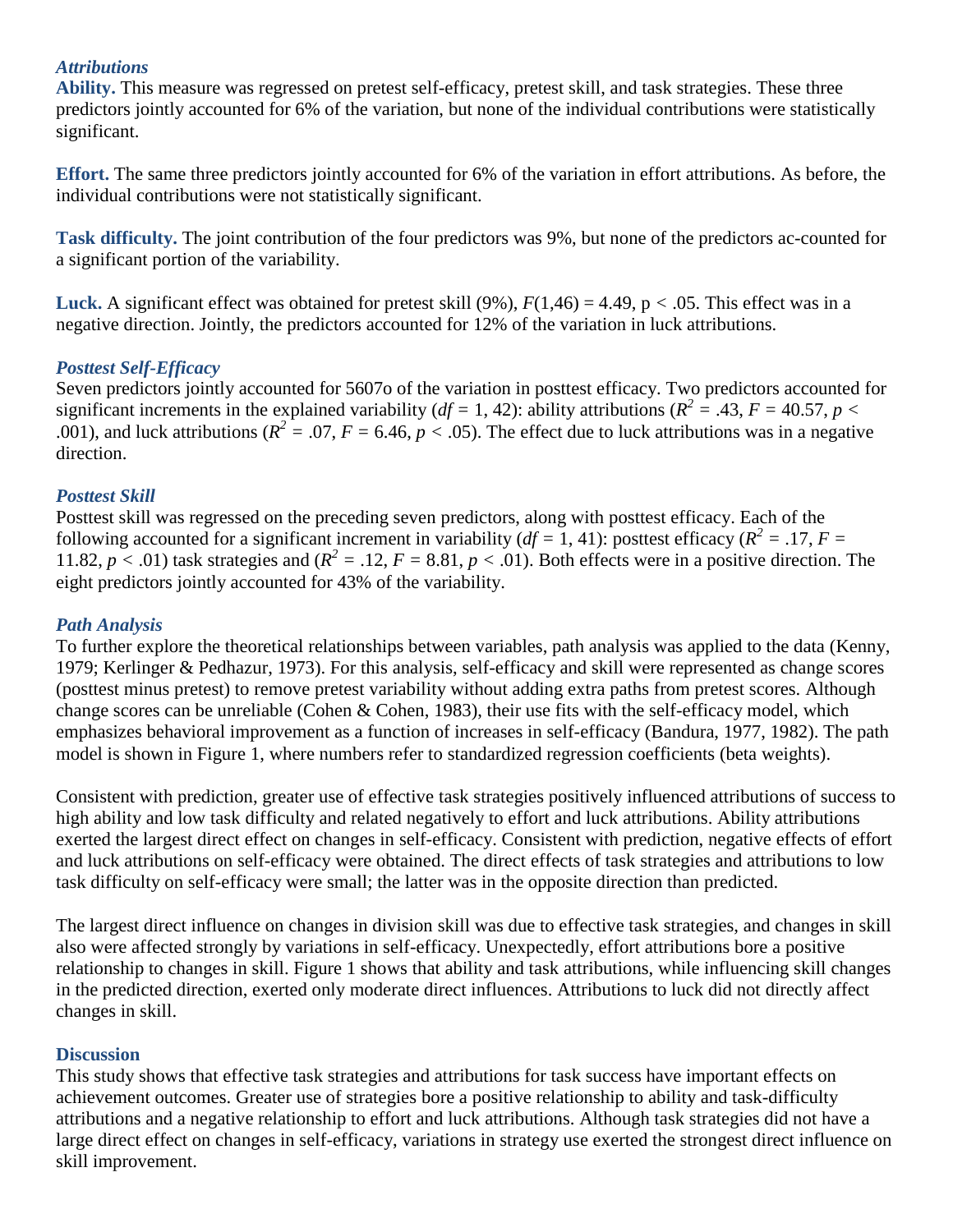### *Attributions*

**Ability.** This measure was regressed on pretest self-efficacy, pretest skill, and task strategies. These three predictors jointly accounted for 6% of the variation, but none of the individual contributions were statistically significant.

**Effort.** The same three predictors jointly accounted for 6% of the variation in effort attributions. As before, the individual contributions were not statistically significant.

**Task difficulty.** The joint contribution of the four predictors was 9%, but none of the predictors ac-counted for a significant portion of the variability.

**Luck.** A significant effect was obtained for pretest skill (9%), $F(1,46) = 4.49$, $p < .05$. This effect was in a negative direction. Jointly, the predictors accounted for 12% of the variation in luck attributions.

### *Posttest Self-Efficacy*

Seven predictors jointly accounted for 5607o of the variation in posttest efficacy. Two predictors accounted for significant increments in the explained variability ($df = 1, 42$): ability attributions ($R^2 = .43$, $F = 40.57$, $p < .001$), and luck attributions ($R^2 = .07$, $F = 6.46$, $p < .05$). The effect due to luck attributions was in a negative direction.

### *Posttest Skill*

Posttest skill was regressed on the preceding seven predictors, along with posttest efficacy. Each of the following accounted for a significant increment in variability ($df = 1, 41$): posttest efficacy ($R^2 = .17$, $F = 11.82$, $p < .01$) task strategies and ($R^2 = .12$, $F = 8.81$, $p < .01$). Both effects were in a positive direction. The eight predictors jointly accounted for 43% of the variability.

### *Path Analysis*

To further explore the theoretical relationships between variables, path analysis was applied to the data (Kenny, 1979; Kerlinger & Pedhazur, 1973). For this analysis, self-efficacy and skill were represented as change scores (posttest minus pretest) to remove pretest variability without adding extra paths from pretest scores. Although change scores can be unreliable (Cohen & Cohen, 1983), their use fits with the self-efficacy model, which emphasizes behavioral improvement as a function of increases in self-efficacy (Bandura, 1977, 1982). The path model is shown in Figure 1, where numbers refer to standardized regression coefficients (beta weights).

Consistent with prediction, greater use of effective task strategies positively influenced attributions of success to high ability and low task difficulty and related negatively to effort and luck attributions. Ability attributions exerted the largest direct effect on changes in self-efficacy. Consistent with prediction, negative effects of effort and luck attributions on self-efficacy were obtained. The direct effects of task strategies and attributions to low task difficulty on self-efficacy were small; the latter was in the opposite direction than predicted.

The largest direct influence on changes in division skill was due to effective task strategies, and changes in skill also were affected strongly by variations in self-efficacy. Unexpectedly, effort attributions bore a positive relationship to changes in skill. Figure 1 shows that ability and task attributions, while influencing skill changes in the predicted direction, exerted only moderate direct influences. Attributions to luck did not directly affect changes in skill.

## Discussion

This study shows that effective task strategies and attributions for task success have important effects on achievement outcomes. Greater use of strategies bore a positive relationship to ability and task-difficulty attributions and a negative relationship to effort and luck attributions. Although task strategies did not have a large direct effect on changes in self-efficacy, variations in strategy use exerted the strongest direct influence on skill improvement.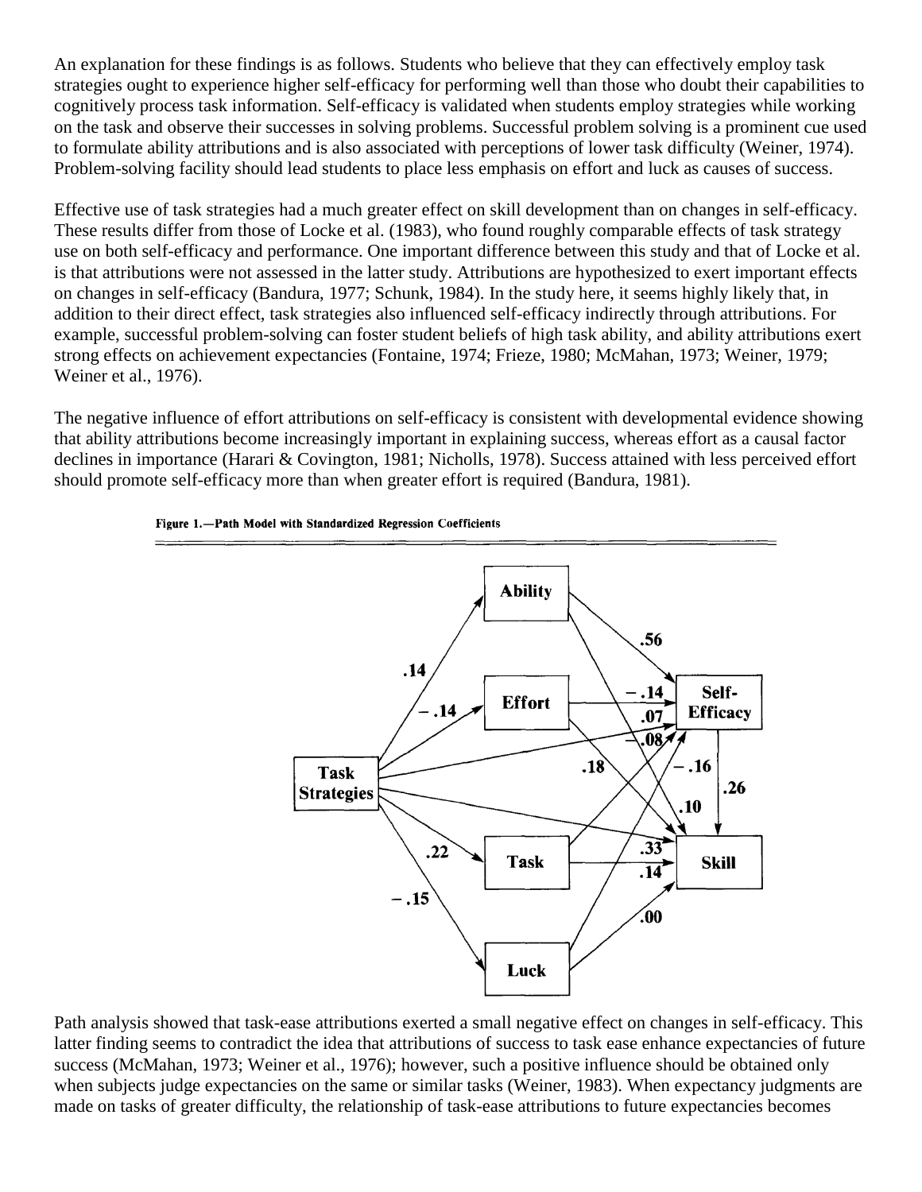An explanation for these findings is as follows. Students who believe that they can effectively employ task strategies ought to experience higher self-efficacy for performing well than those who doubt their capabilities to cognitively process task information. Self-efficacy is validated when students employ strategies while working on the task and observe their successes in solving problems. Successful problem solving is a prominent cue used to formulate ability attributions and is also associated with perceptions of lower task difficulty (Weiner, 1974). Problem-solving facility should lead students to place less emphasis on effort and luck as causes of success.

Effective use of task strategies had a much greater effect on skill development than on changes in self-efficacy. These results differ from those of Locke et al. (1983), who found roughly comparable effects of task strategy use on both self-efficacy and performance. One important difference between this study and that of Locke et al. is that attributions were not assessed in the latter study. Attributions are hypothesized to exert important effects on changes in self-efficacy (Bandura, 1977; Schunk, 1984). In the study here, it seems highly likely that, in addition to their direct effect, task strategies also influenced self-efficacy indirectly through attributions. For example, successful problem-solving can foster student beliefs of high task ability, and ability attributions exert strong effects on achievement expectancies (Fontaine, 1974; Frieze, 1980; McMahan, 1973; Weiner, 1979; Weiner et al., 1976).

The negative influence of effort attributions on self-efficacy is consistent with developmental evidence showing that ability attributions become increasingly important in explaining success, whereas effort as a causal factor declines in importance (Harari & Covington, 1981; Nicholls, 1978). Success attained with less perceived effort should promote self-efficacy more than when greater effort is required (Bandura, 1981).

**Figure 1.—Path Model with Standardized Regression Coefficients**

Path analysis showed that task-ease attributions exerted a small negative effect on changes in self-efficacy. This latter finding seems to contradict the idea that attributions of success to task ease enhance expectancies of future success (McMahan, 1973; Weiner et al., 1976); however, such a positive influence should be obtained only when subjects judge expectancies on the same or similar tasks (Weiner, 1983). When expectancy judgments are made on tasks of greater difficulty, the relationship of task-ease attributions to future expectancies becomes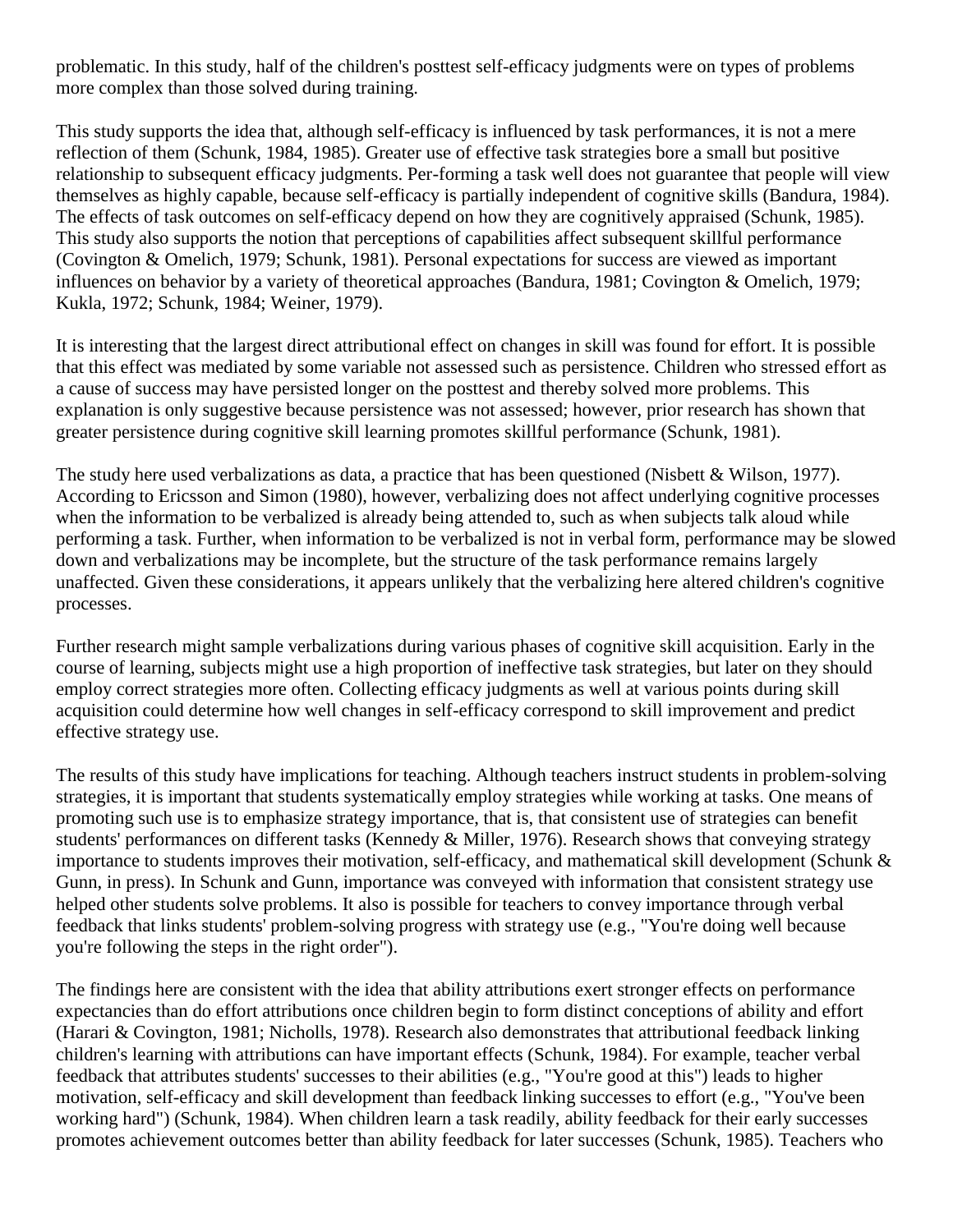problematic. In this study, half of the children's posttest self-efficacy judgments were on types of problems more complex than those solved during training.

This study supports the idea that, although self-efficacy is influenced by task performances, it is not a mere reflection of them (Schunk, 1984, 1985). Greater use of effective task strategies bore a small but positive relationship to subsequent efficacy judgments. Per-forming a task well does not guarantee that people will view themselves as highly capable, because self-efficacy is partially independent of cognitive skills (Bandura, 1984). The effects of task outcomes on self-efficacy depend on how they are cognitively appraised (Schunk, 1985). This study also supports the notion that perceptions of capabilities affect subsequent skillful performance (Covington & Omelich, 1979; Schunk, 1981). Personal expectations for success are viewed as important influences on behavior by a variety of theoretical approaches (Bandura, 1981; Covington & Omelich, 1979; Kukla, 1972; Schunk, 1984; Weiner, 1979).

It is interesting that the largest direct attributional effect on changes in skill was found for effort. It is possible that this effect was mediated by some variable not assessed such as persistence. Children who stressed effort as a cause of success may have persisted longer on the posttest and thereby solved more problems. This explanation is only suggestive because persistence was not assessed; however, prior research has shown that greater persistence during cognitive skill learning promotes skillful performance (Schunk, 1981).

The study here used verbalizations as data, a practice that has been questioned (Nisbett & Wilson, 1977). According to Ericsson and Simon (1980), however, verbalizing does not affect underlying cognitive processes when the information to be verbalized is already being attended to, such as when subjects talk aloud while performing a task. Further, when information to be verbalized is not in verbal form, performance may be slowed down and verbalizations may be incomplete, but the structure of the task performance remains largely unaffected. Given these considerations, it appears unlikely that the verbalizing here altered children's cognitive processes.

Further research might sample verbalizations during various phases of cognitive skill acquisition. Early in the course of learning, subjects might use a high proportion of ineffective task strategies, but later on they should employ correct strategies more often. Collecting efficacy judgments as well at various points during skill acquisition could determine how well changes in self-efficacy correspond to skill improvement and predict effective strategy use.

The results of this study have implications for teaching. Although teachers instruct students in problem-solving strategies, it is important that students systematically employ strategies while working at tasks. One means of promoting such use is to emphasize strategy importance, that is, that consistent use of strategies can benefit students' performances on different tasks (Kennedy & Miller, 1976). Research shows that conveying strategy importance to students improves their motivation, self-efficacy, and mathematical skill development (Schunk & Gunn, in press). In Schunk and Gunn, importance was conveyed with information that consistent strategy use helped other students solve problems. It also is possible for teachers to convey importance through verbal feedback that links students' problem-solving progress with strategy use (e.g., "You're doing well because you're following the steps in the right order").

The findings here are consistent with the idea that ability attributions exert stronger effects on performance expectancies than do effort attributions once children begin to form distinct conceptions of ability and effort (Harari & Covington, 1981; Nicholls, 1978). Research also demonstrates that attributional feedback linking children's learning with attributions can have important effects (Schunk, 1984). For example, teacher verbal feedback that attributes students' successes to their abilities (e.g., "You're good at this") leads to higher motivation, self-efficacy and skill development than feedback linking successes to effort (e.g., "You've been working hard") (Schunk, 1984). When children learn a task readily, ability feedback for their early successes promotes achievement outcomes better than ability feedback for later successes (Schunk, 1985). Teachers who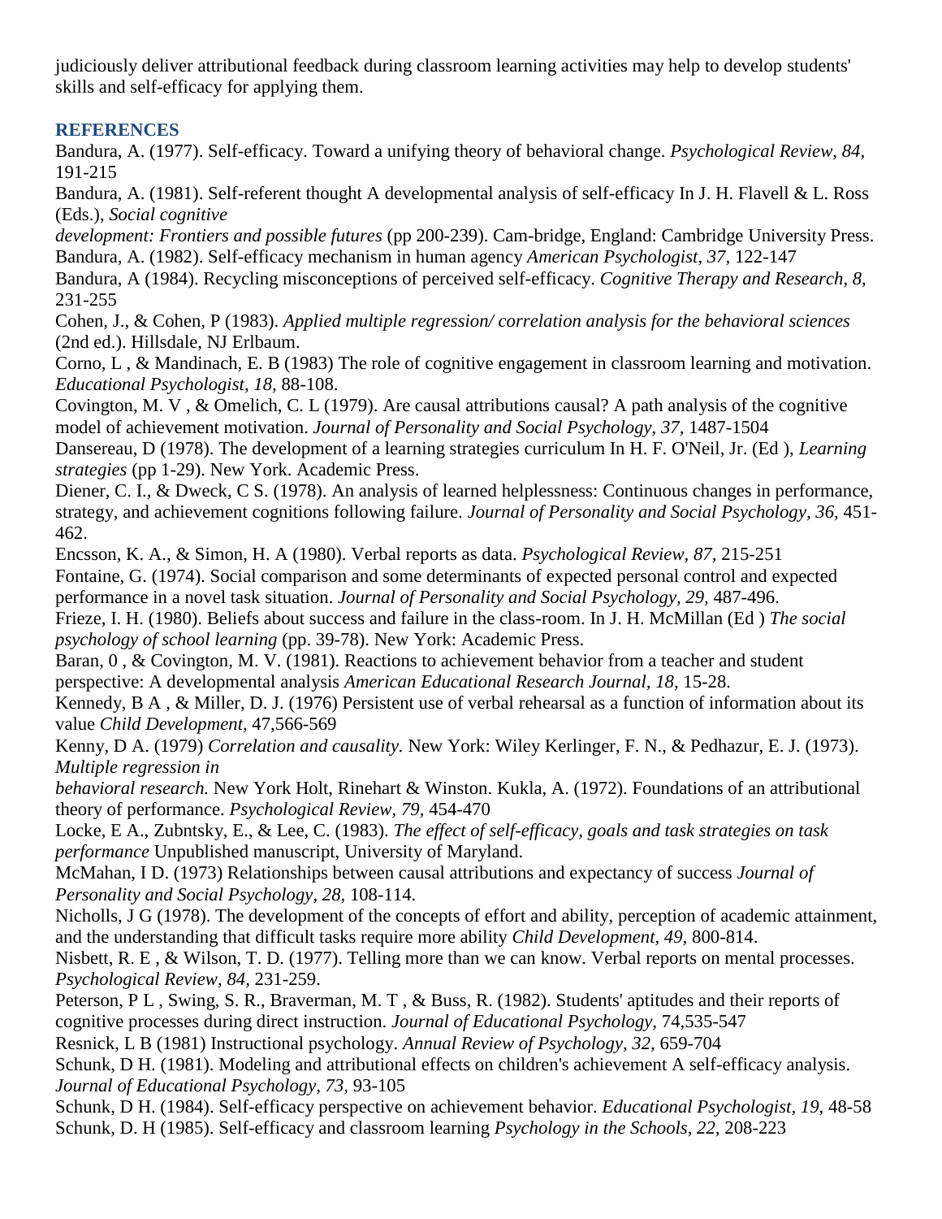judiciously deliver attributional feedback during classroom learning activities may help to develop students' skills and self-efficacy for applying them.

## REFERENCES

Bandura, A. (1977). Self-efficacy. Toward a unifying theory of behavioral change. *Psychological Review, 84,* 191-215

Bandura, A. (1981). Self-referent thought A developmental analysis of self-efficacy In J. H. Flavell & L. Ross (Eds.), *Social cognitive development: Frontiers and possible futures* (pp 200-239). Cam-bridge, England: Cambridge University Press.

Bandura, A. (1982). Self-efficacy mechanism in human agency *American Psychologist, 37,* 122-147

Bandura, A (1984). Recycling misconceptions of perceived self-efficacy. *Cognitive Therapy and Research, 8,* 231-255

Cohen, J., & Cohen, P (1983). *Applied multiple regression/ correlation analysis for the behavioral sciences* (2nd ed.). Hillsdale, NJ Erlbaum.

Corno, L , & Mandinach, E. B (1983) The role of cognitive engagement in classroom learning and motivation. *Educational Psychologist, 18,* 88-108.

Covington, M. V , & Omelich, C. L (1979). Are causal attributions causal? A path analysis of the cognitive model of achievement motivation. *Journal of Personality and Social Psychology, 37,* 1487-1504

Dansereau, D (1978). The development of a learning strategies curriculum In H. F. O'Neil, Jr. (Ed ), *Learning strategies* (pp 1-29). New York. Academic Press.

Diener, C. I., & Dweck, C S. (1978). An analysis of learned helplessness: Continuous changes in performance, strategy, and achievement cognitions following failure. *Journal of Personality and Social Psychology, 36,* 451-462.

Encsson, K. A., & Simon, H. A (1980). Verbal reports as data. *Psychological Review, 87,* 215-251

Fontaine, G. (1974). Social comparison and some determinants of expected personal control and expected performance in a novel task situation. *Journal of Personality and Social Psychology, 29,* 487-496.

Frieze, I. H. (1980). Beliefs about success and failure in the class-room. In J. H. McMillan (Ed ) *The social psychology of school learning* (pp. 39-78). New York: Academic Press.

Baran, 0 , & Covington, M. V. (1981). Reactions to achievement behavior from a teacher and student perspective: A developmental analysis *American Educational Research Journal, 18,* 15-28.

Kennedy, B A , & Miller, D. J. (1976) Persistent use of verbal rehearsal as a function of information about its value *Child Development,* 47,566-569

Kenny, D A. (1979) *Correlation and causality.* New York: Wiley Kerlinger, F. N., & Pedhazur, E. J. (1973). *Multiple regression in behavioral research.* New York Holt, Rinehart & Winston. Kukla, A. (1972). Foundations of an attributional theory of performance. *Psychological Review, 79,* 454-470

Locke, E A., Zubntsky, E., & Lee, C. (1983). *The effect of self-efficacy, goals and task strategies on task performance* Unpublished manuscript, University of Maryland.

McMahan, I D. (1973) Relationships between causal attributions and expectancy of success *Journal of Personality and Social Psychology, 28,* 108-114.

Nicholls, J G (1978). The development of the concepts of effort and ability, perception of academic attainment, and the understanding that difficult tasks require more ability *Child Development, 49,* 800-814.

Nisbett, R. E , & Wilson, T. D. (1977). Telling more than we can know. Verbal reports on mental processes. *Psychological Review, 84,* 231-259.

Peterson, P L , Swing, S. R., Braverman, M. T , & Buss, R. (1982). Students' aptitudes and their reports of cognitive processes during direct instruction. *Journal of Educational Psychology,* 74,535-547

Resnick, L B (1981) Instructional psychology. *Annual Review of Psychology, 32,* 659-704

Schunk, D H. (1981). Modeling and attributional effects on children's achievement A self-efficacy analysis. *Journal of Educational Psychology, 73,* 93-105

Schunk, D H. (1984). Self-efficacy perspective on achievement behavior. *Educational Psychologist, 19,* 48-58

Schunk, D. H (1985). Self-efficacy and classroom learning *Psychology in the Schools, 22,* 208-223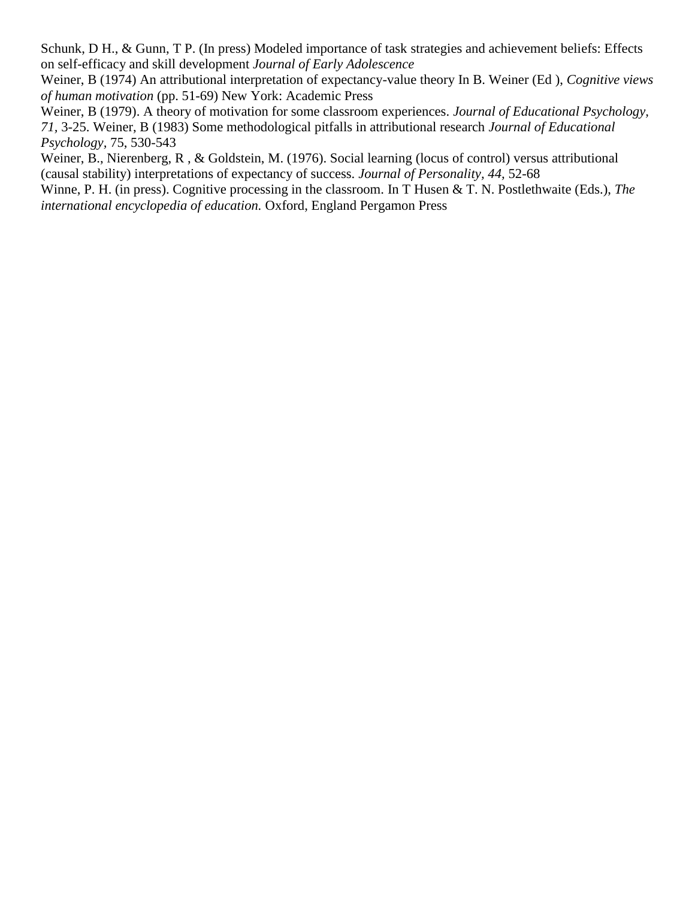Schunk, D H., & Gunn, T P. (In press) Modeled importance of task strategies and achievement beliefs: Effects on self-efficacy and skill development *Journal of Early Adolescence*

Weiner, B (1974) An attributional interpretation of expectancy-value theory In B. Weiner (Ed ), *Cognitive views of human motivation* (pp. 51-69) New York: Academic Press

Weiner, B (1979). A theory of motivation for some classroom experiences. *Journal of Educational Psychology, 71,* 3-25. Weiner, B (1983) Some methodological pitfalls in attributional research *Journal of Educational Psychology*, 75, 530-543

Weiner, B., Nierenberg, R , & Goldstein, M. (1976). Social learning (locus of control) versus attributional (causal stability) interpretations of expectancy of success. *Journal of Personality, 44,* 52-68

Winne, P. H. (in press). Cognitive processing in the classroom. In T Husen & T. N. Postlethwaite (Eds.), *The international encyclopedia of education.* Oxford, England Pergamon Press